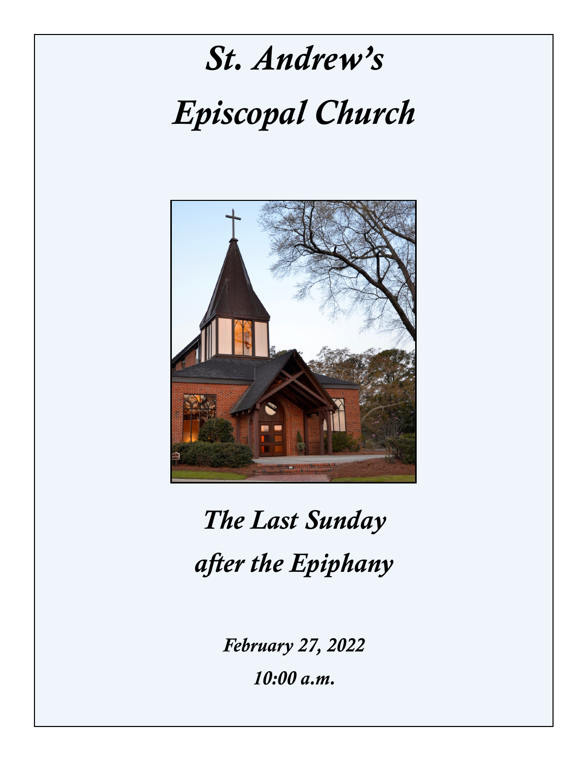# *St. Andrew's Episcopal Church*

## *The Last Sunday after the Epiphany*

***February 27, 2022***

***10:00 a.m.***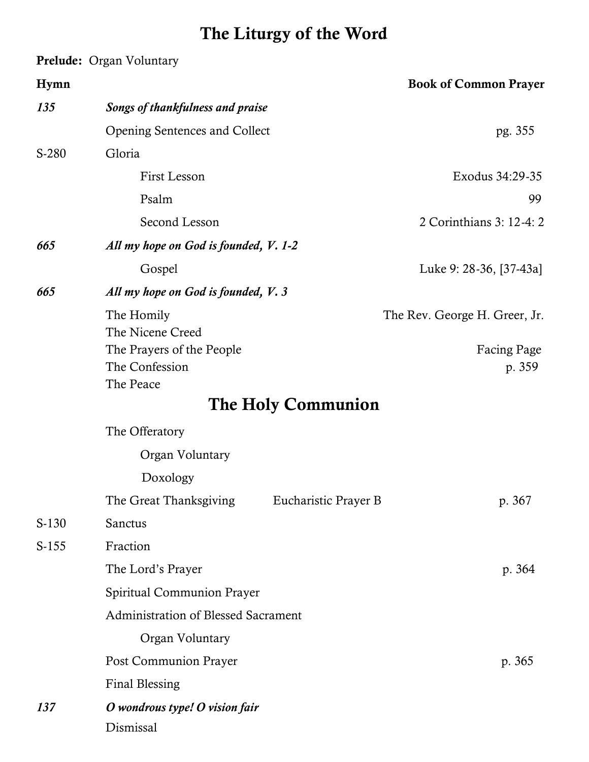# The Liturgy of the Word

**Prelude:** Organ Voluntary

| Hymn | | Book of Common Prayer |
|---|---|---|
| *135* | ***Songs of thankfulness and praise*** | |
| | Opening Sentences and Collect | pg. 355 |
| S-280 | Gloria | |
| | First Lesson | Exodus 34:29-35 |
| | Psalm | 99 |
| | Second Lesson | 2 Corinthians 3: 12-4: 2 |
| *665* | ***All my hope on God is founded, V. 1-2*** | |
| | Gospel | Luke 9: 28-36, [37-43a] |
| *665* | ***All my hope on God is founded, V. 3*** | |
| | The Homily | The Rev. George H. Greer, Jr. |
| | The Nicene Creed | |
| | The Prayers of the People | Facing Page |
| | The Confession | p. 359 |
| | The Peace | |

# The Holy Communion

| | | |
|---|---|---|
| | The Offeratory | |
| | Organ Voluntary | |
| | Doxology | |
| | The Great Thanksgiving — Eucharistic Prayer B | p. 367 |
| S-130 | Sanctus | |
| S-155 | Fraction | |
| | The Lord's Prayer | p. 364 |
| | Spiritual Communion Prayer | |
| | Administration of Blessed Sacrament | |
| | Organ Voluntary | |
| | Post Communion Prayer | p. 365 |
| | Final Blessing | |
| *137* | ***O wondrous type! O vision fair*** | |
| | Dismissal | |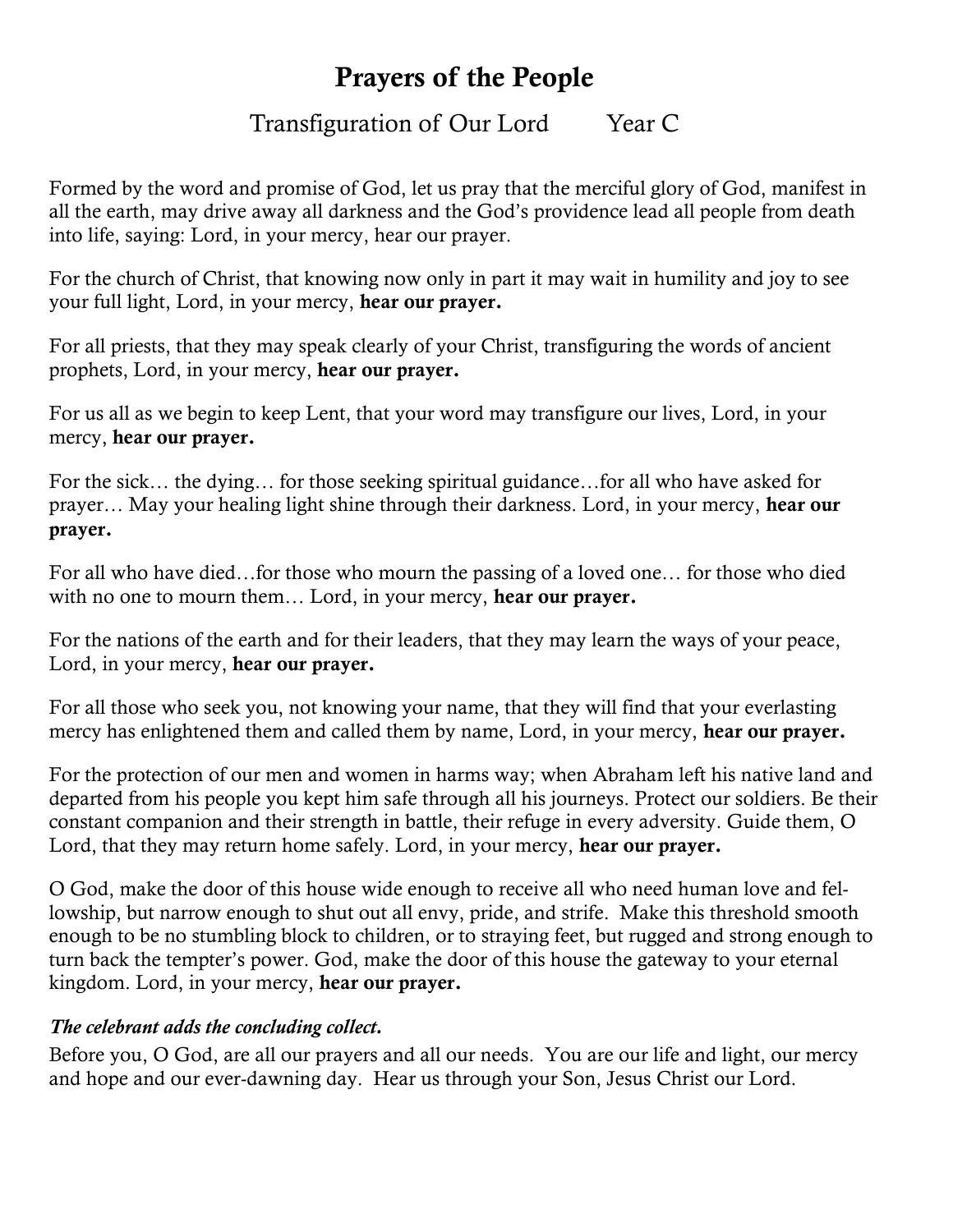# Prayers of the People

Transfiguration of Our Lord        Year C

Formed by the word and promise of God, let us pray that the merciful glory of God, manifest in all the earth, may drive away all darkness and the God's providence lead all people from death into life, saying: Lord, in your mercy, hear our prayer.

For the church of Christ, that knowing now only in part it may wait in humility and joy to see your full light, Lord, in your mercy, **hear our prayer.**

For all priests, that they may speak clearly of your Christ, transfiguring the words of ancient prophets, Lord, in your mercy, **hear our prayer.**

For us all as we begin to keep Lent, that your word may transfigure our lives, Lord, in your mercy, **hear our prayer.**

For the sick… the dying… for those seeking spiritual guidance…for all who have asked for prayer… May your healing light shine through their darkness. Lord, in your mercy, **hear our prayer.**

For all who have died…for those who mourn the passing of a loved one… for those who died with no one to mourn them… Lord, in your mercy, **hear our prayer.**

For the nations of the earth and for their leaders, that they may learn the ways of your peace, Lord, in your mercy, **hear our prayer.**

For all those who seek you, not knowing your name, that they will find that your everlasting mercy has enlightened them and called them by name, Lord, in your mercy, **hear our prayer.**

For the protection of our men and women in harms way; when Abraham left his native land and departed from his people you kept him safe through all his journeys. Protect our soldiers. Be their constant companion and their strength in battle, their refuge in every adversity. Guide them, O Lord, that they may return home safely. Lord, in your mercy, **hear our prayer.**

O God, make the door of this house wide enough to receive all who need human love and fellowship, but narrow enough to shut out all envy, pride, and strife. Make this threshold smooth enough to be no stumbling block to children, or to straying feet, but rugged and strong enough to turn back the tempter's power. God, make the door of this house the gateway to your eternal kingdom. Lord, in your mercy, **hear our prayer.**

***The celebrant adds the concluding collect.***

Before you, O God, are all our prayers and all our needs. You are our life and light, our mercy and hope and our ever-dawning day. Hear us through your Son, Jesus Christ our Lord.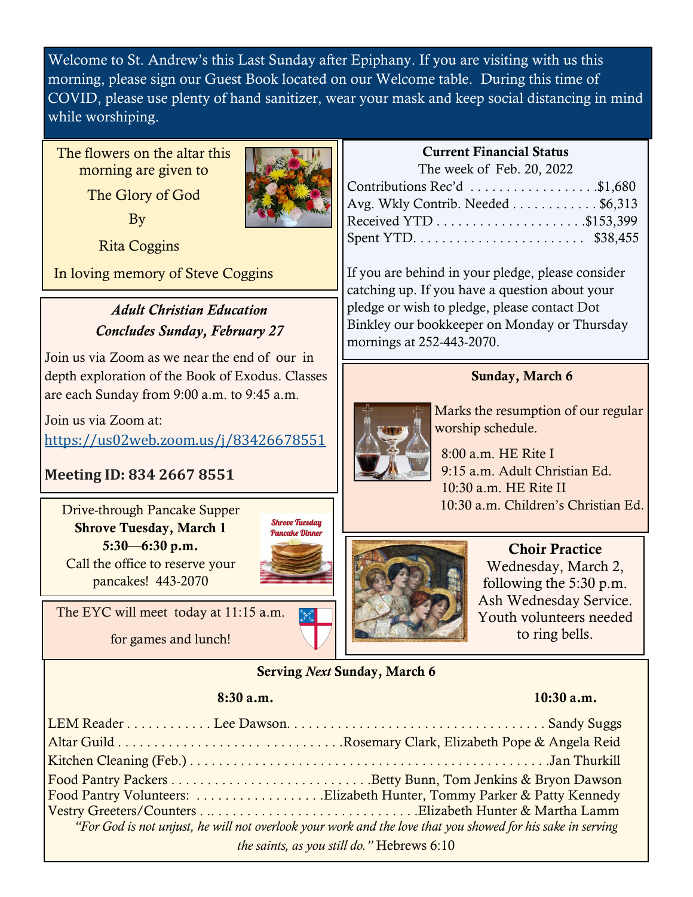Welcome to St. Andrew's this Last Sunday after Epiphany. If you are visiting with us this morning, please sign our Guest Book located on our Welcome table. During this time of COVID, please use plenty of hand sanitizer, wear your mask and keep social distancing in mind while worshiping.

The flowers on the altar this morning are given to

The Glory of God

By

Rita Coggins

In loving memory of Steve Coggins

**Current Financial Status**

The week of Feb. 20, 2022

| | |
|---|---|
| Contributions Rec'd | $1,680 |
| Avg. Wkly Contrib. Needed | $6,313 |
| Received YTD | $153,399 |
| Spent YTD | $38,455 |

If you are behind in your pledge, please consider catching up. If you have a question about your pledge or wish to pledge, please contact Dot Binkley our bookkeeper on Monday or Thursday mornings at 252-443-2070.

***Adult Christian Education***
***Concludes Sunday, February 27***

Join us via Zoom as we near the end of our in depth exploration of the Book of Exodus. Classes are each Sunday from 9:00 a.m. to 9:45 a.m.

Join us via Zoom at:
https://us02web.zoom.us/j/83426678551

**Meeting ID: 834 2667 8551**

**Sunday, March 6**

Marks the resumption of our regular worship schedule.

8:00 a.m. HE Rite I
9:15 a.m. Adult Christian Ed.
10:30 a.m. HE Rite II
10:30 a.m. Children's Christian Ed.

Drive-through Pancake Supper
**Shrove Tuesday, March 1**
**5:30—6:30 p.m.**
Call the office to reserve your pancakes! 443-2070

**Choir Practice**
Wednesday, March 2, following the 5:30 p.m. Ash Wednesday Service. Youth volunteers needed to ring bells.

The EYC will meet today at 11:15 a.m. for games and lunch!

**Serving *Next* Sunday, March 6**

| | 8:30 a.m. | 10:30 a.m. |
|---|---|---|
| LEM Reader | Lee Dawson | Sandy Suggs |
| Altar Guild | | Rosemary Clark, Elizabeth Pope & Angela Reid |
| Kitchen Cleaning (Feb.) | | Jan Thurkill |
| Food Pantry Packers | | Betty Bunn, Tom Jenkins & Bryon Dawson |
| Food Pantry Volunteers: | | Elizabeth Hunter, Tommy Parker & Patty Kennedy |
| Vestry Greeters/Counters | | Elizabeth Hunter & Martha Lamm |

*"For God is not unjust, he will not overlook your work and the love that you showed for his sake in serving the saints, as you still do."* Hebrews 6:10